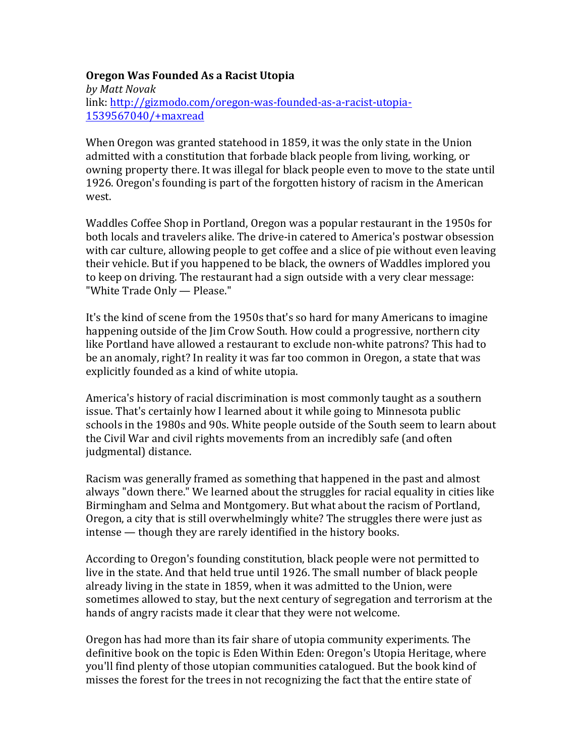**Oregon Was Founded As a Racist Utopia**

*by Matt Novak*

link: [http://gizmodo.com/oregon-was-founded-as-a-racist-utopia-1539567040/+maxread](http://gizmodo.com/oregon-was-founded-as-a-racist-utopia-1539567040/+maxread)

When Oregon was granted statehood in 1859, it was the only state in the Union admitted with a constitution that forbade black people from living, working, or owning property there. It was illegal for black people even to move to the state until 1926. Oregon's founding is part of the forgotten history of racism in the American west.

Waddles Coffee Shop in Portland, Oregon was a popular restaurant in the 1950s for both locals and travelers alike. The drive-in catered to America's postwar obsession with car culture, allowing people to get coffee and a slice of pie without even leaving their vehicle. But if you happened to be black, the owners of Waddles implored you to keep on driving. The restaurant had a sign outside with a very clear message: "White Trade Only — Please."

It's the kind of scene from the 1950s that's so hard for many Americans to imagine happening outside of the Jim Crow South. How could a progressive, northern city like Portland have allowed a restaurant to exclude non-white patrons? This had to be an anomaly, right? In reality it was far too common in Oregon, a state that was explicitly founded as a kind of white utopia.

America's history of racial discrimination is most commonly taught as a southern issue. That's certainly how I learned about it while going to Minnesota public schools in the 1980s and 90s. White people outside of the South seem to learn about the Civil War and civil rights movements from an incredibly safe (and often judgmental) distance.

Racism was generally framed as something that happened in the past and almost always "down there." We learned about the struggles for racial equality in cities like Birmingham and Selma and Montgomery. But what about the racism of Portland, Oregon, a city that is still overwhelmingly white? The struggles there were just as intense — though they are rarely identified in the history books.

According to Oregon's founding constitution, black people were not permitted to live in the state. And that held true until 1926. The small number of black people already living in the state in 1859, when it was admitted to the Union, were sometimes allowed to stay, but the next century of segregation and terrorism at the hands of angry racists made it clear that they were not welcome.

Oregon has had more than its fair share of utopia community experiments. The definitive book on the topic is Eden Within Eden: Oregon's Utopia Heritage, where you'll find plenty of those utopian communities catalogued. But the book kind of misses the forest for the trees in not recognizing the fact that the entire state of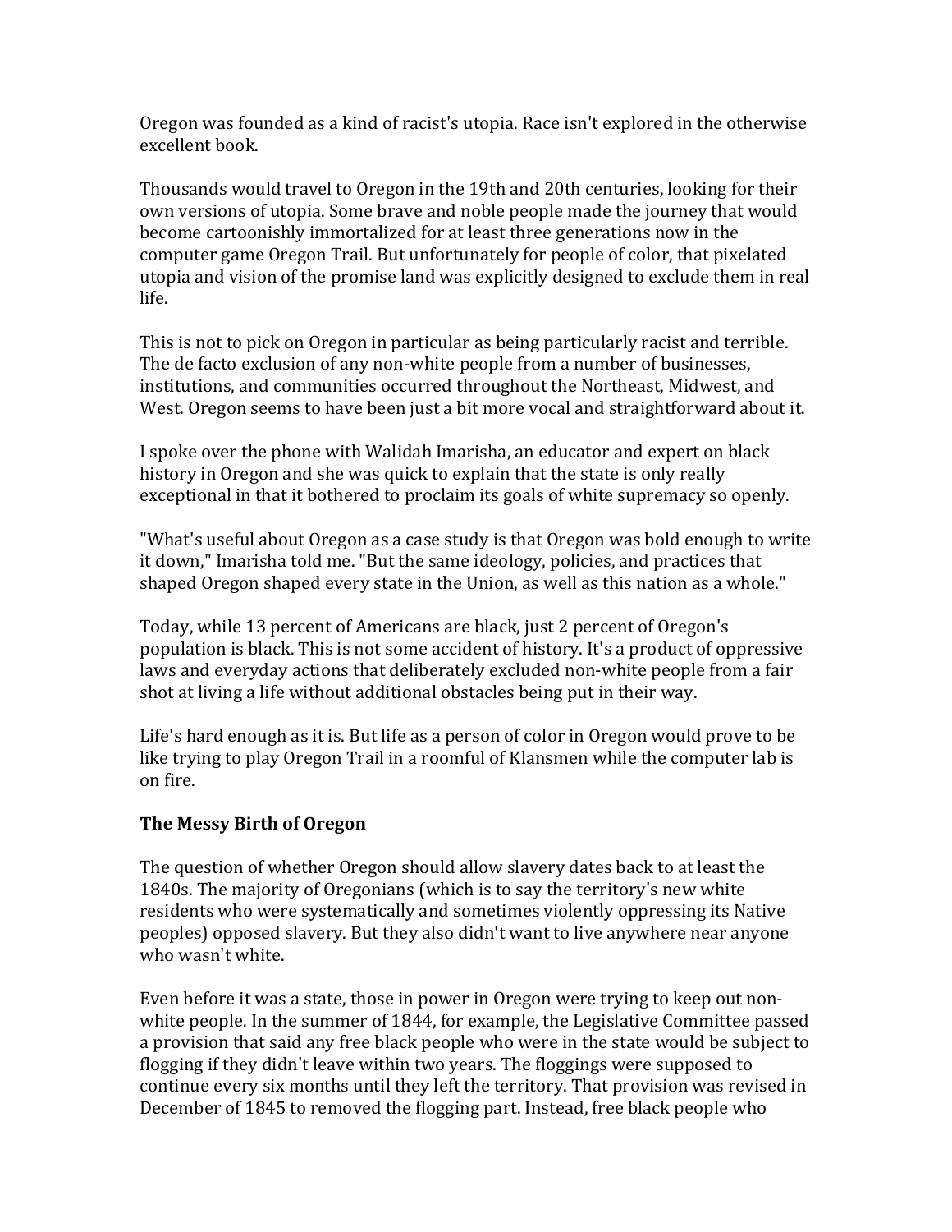Oregon was founded as a kind of racist's utopia. Race isn't explored in the otherwise excellent book.

Thousands would travel to Oregon in the 19th and 20th centuries, looking for their own versions of utopia. Some brave and noble people made the journey that would become cartoonishly immortalized for at least three generations now in the computer game Oregon Trail. But unfortunately for people of color, that pixelated utopia and vision of the promise land was explicitly designed to exclude them in real life.

This is not to pick on Oregon in particular as being particularly racist and terrible. The de facto exclusion of any non-white people from a number of businesses, institutions, and communities occurred throughout the Northeast, Midwest, and West. Oregon seems to have been just a bit more vocal and straightforward about it.

I spoke over the phone with Walidah Imarisha, an educator and expert on black history in Oregon and she was quick to explain that the state is only really exceptional in that it bothered to proclaim its goals of white supremacy so openly.

"What's useful about Oregon as a case study is that Oregon was bold enough to write it down," Imarisha told me. "But the same ideology, policies, and practices that shaped Oregon shaped every state in the Union, as well as this nation as a whole."

Today, while 13 percent of Americans are black, just 2 percent of Oregon's population is black. This is not some accident of history. It's a product of oppressive laws and everyday actions that deliberately excluded non-white people from a fair shot at living a life without additional obstacles being put in their way.

Life's hard enough as it is. But life as a person of color in Oregon would prove to be like trying to play Oregon Trail in a roomful of Klansmen while the computer lab is on fire.

**The Messy Birth of Oregon**

The question of whether Oregon should allow slavery dates back to at least the 1840s. The majority of Oregonians (which is to say the territory's new white residents who were systematically and sometimes violently oppressing its Native peoples) opposed slavery. But they also didn't want to live anywhere near anyone who wasn't white.

Even before it was a state, those in power in Oregon were trying to keep out non-white people. In the summer of 1844, for example, the Legislative Committee passed a provision that said any free black people who were in the state would be subject to flogging if they didn't leave within two years. The floggings were supposed to continue every six months until they left the territory. That provision was revised in December of 1845 to removed the flogging part. Instead, free black people who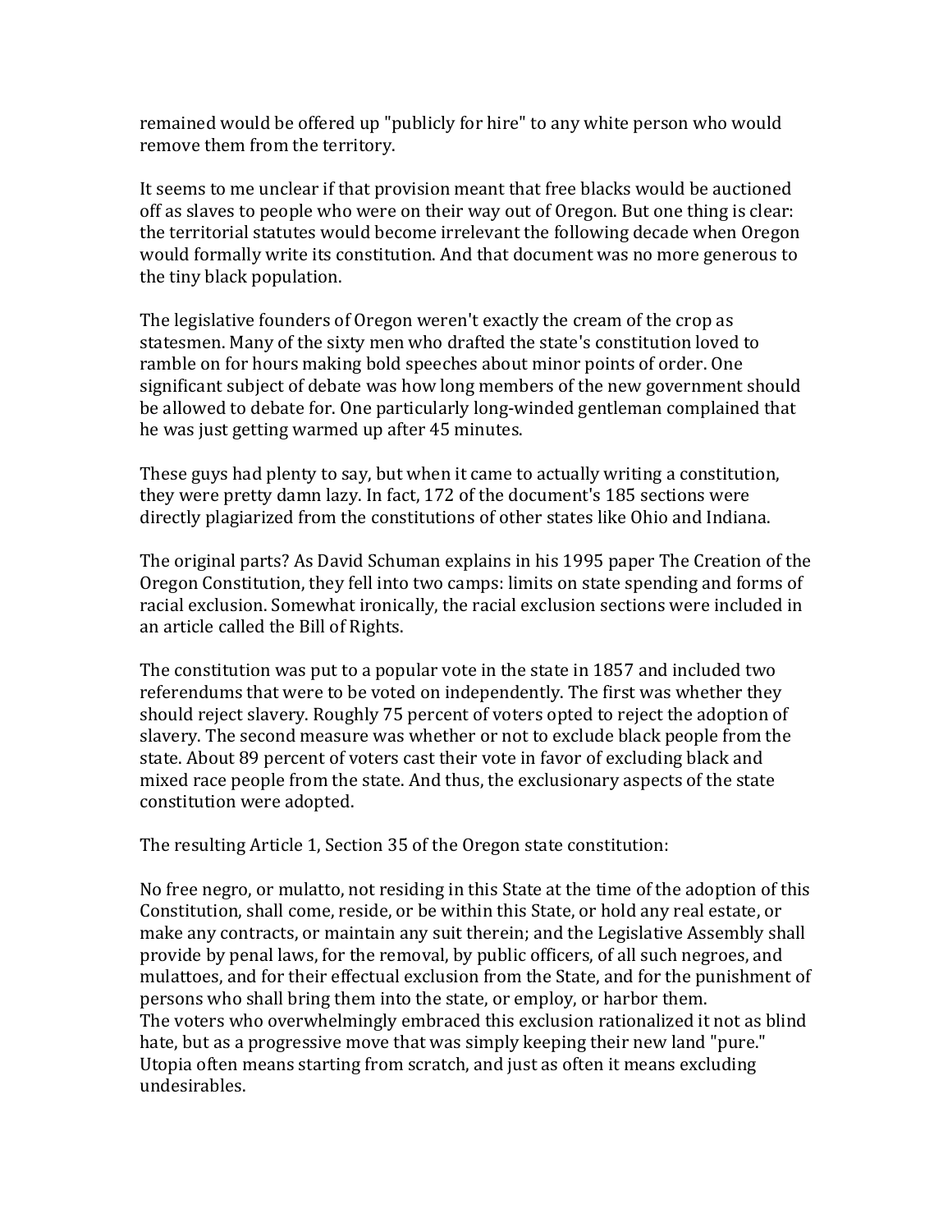remained would be offered up "publicly for hire" to any white person who would remove them from the territory.

It seems to me unclear if that provision meant that free blacks would be auctioned off as slaves to people who were on their way out of Oregon. But one thing is clear: the territorial statutes would become irrelevant the following decade when Oregon would formally write its constitution. And that document was no more generous to the tiny black population.

The legislative founders of Oregon weren't exactly the cream of the crop as statesmen. Many of the sixty men who drafted the state's constitution loved to ramble on for hours making bold speeches about minor points of order. One significant subject of debate was how long members of the new government should be allowed to debate for. One particularly long-winded gentleman complained that he was just getting warmed up after 45 minutes.

These guys had plenty to say, but when it came to actually writing a constitution, they were pretty damn lazy. In fact, 172 of the document's 185 sections were directly plagiarized from the constitutions of other states like Ohio and Indiana.

The original parts? As David Schuman explains in his 1995 paper The Creation of the Oregon Constitution, they fell into two camps: limits on state spending and forms of racial exclusion. Somewhat ironically, the racial exclusion sections were included in an article called the Bill of Rights.

The constitution was put to a popular vote in the state in 1857 and included two referendums that were to be voted on independently. The first was whether they should reject slavery. Roughly 75 percent of voters opted to reject the adoption of slavery. The second measure was whether or not to exclude black people from the state. About 89 percent of voters cast their vote in favor of excluding black and mixed race people from the state. And thus, the exclusionary aspects of the state constitution were adopted.

The resulting Article 1, Section 35 of the Oregon state constitution:

No free negro, or mulatto, not residing in this State at the time of the adoption of this Constitution, shall come, reside, or be within this State, or hold any real estate, or make any contracts, or maintain any suit therein; and the Legislative Assembly shall provide by penal laws, for the removal, by public officers, of all such negroes, and mulattoes, and for their effectual exclusion from the State, and for the punishment of persons who shall bring them into the state, or employ, or harbor them.

The voters who overwhelmingly embraced this exclusion rationalized it not as blind hate, but as a progressive move that was simply keeping their new land "pure." Utopia often means starting from scratch, and just as often it means excluding undesirables.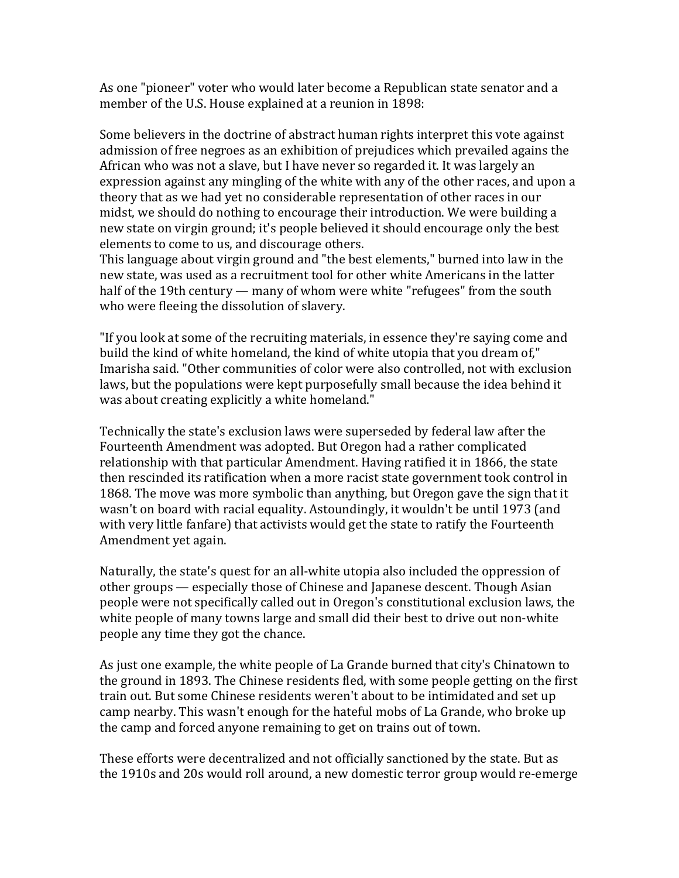As one "pioneer" voter who would later become a Republican state senator and a member of the U.S. House explained at a reunion in 1898:

Some believers in the doctrine of abstract human rights interpret this vote against admission of free negroes as an exhibition of prejudices which prevailed agains the African who was not a slave, but I have never so regarded it. It was largely an expression against any mingling of the white with any of the other races, and upon a theory that as we had yet no considerable representation of other races in our midst, we should do nothing to encourage their introduction. We were building a new state on virgin ground; it's people believed it should encourage only the best elements to come to us, and discourage others.

This language about virgin ground and "the best elements," burned into law in the new state, was used as a recruitment tool for other white Americans in the latter half of the 19th century — many of whom were white "refugees" from the south who were fleeing the dissolution of slavery.

"If you look at some of the recruiting materials, in essence they're saying come and build the kind of white homeland, the kind of white utopia that you dream of," Imarisha said. "Other communities of color were also controlled, not with exclusion laws, but the populations were kept purposefully small because the idea behind it was about creating explicitly a white homeland."

Technically the state's exclusion laws were superseded by federal law after the Fourteenth Amendment was adopted. But Oregon had a rather complicated relationship with that particular Amendment. Having ratified it in 1866, the state then rescinded its ratification when a more racist state government took control in 1868. The move was more symbolic than anything, but Oregon gave the sign that it wasn't on board with racial equality. Astoundingly, it wouldn't be until 1973 (and with very little fanfare) that activists would get the state to ratify the Fourteenth Amendment yet again.

Naturally, the state's quest for an all-white utopia also included the oppression of other groups — especially those of Chinese and Japanese descent. Though Asian people were not specifically called out in Oregon's constitutional exclusion laws, the white people of many towns large and small did their best to drive out non-white people any time they got the chance.

As just one example, the white people of La Grande burned that city's Chinatown to the ground in 1893. The Chinese residents fled, with some people getting on the first train out. But some Chinese residents weren't about to be intimidated and set up camp nearby. This wasn't enough for the hateful mobs of La Grande, who broke up the camp and forced anyone remaining to get on trains out of town.

These efforts were decentralized and not officially sanctioned by the state. But as the 1910s and 20s would roll around, a new domestic terror group would re-emerge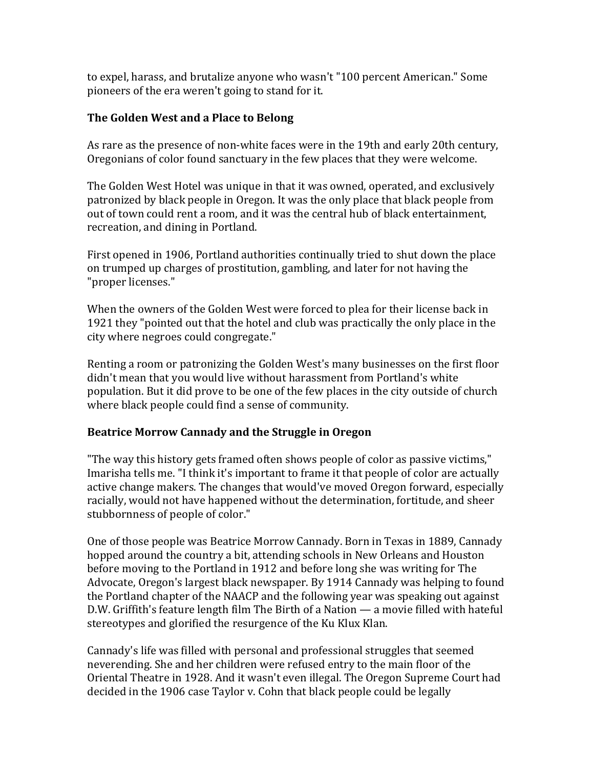to expel, harass, and brutalize anyone who wasn't "100 percent American." Some pioneers of the era weren't going to stand for it.

### The Golden West and a Place to Belong

As rare as the presence of non-white faces were in the 19th and early 20th century, Oregonians of color found sanctuary in the few places that they were welcome.

The Golden West Hotel was unique in that it was owned, operated, and exclusively patronized by black people in Oregon. It was the only place that black people from out of town could rent a room, and it was the central hub of black entertainment, recreation, and dining in Portland.

First opened in 1906, Portland authorities continually tried to shut down the place on trumped up charges of prostitution, gambling, and later for not having the "proper licenses."

When the owners of the Golden West were forced to plea for their license back in 1921 they "pointed out that the hotel and club was practically the only place in the city where negroes could congregate."

Renting a room or patronizing the Golden West's many businesses on the first floor didn't mean that you would live without harassment from Portland's white population. But it did prove to be one of the few places in the city outside of church where black people could find a sense of community.

### Beatrice Morrow Cannady and the Struggle in Oregon

"The way this history gets framed often shows people of color as passive victims," Imarisha tells me. "I think it's important to frame it that people of color are actually active change makers. The changes that would've moved Oregon forward, especially racially, would not have happened without the determination, fortitude, and sheer stubbornness of people of color."

One of those people was Beatrice Morrow Cannady. Born in Texas in 1889, Cannady hopped around the country a bit, attending schools in New Orleans and Houston before moving to the Portland in 1912 and before long she was writing for The Advocate, Oregon's largest black newspaper. By 1914 Cannady was helping to found the Portland chapter of the NAACP and the following year was speaking out against D.W. Griffith's feature length film The Birth of a Nation — a movie filled with hateful stereotypes and glorified the resurgence of the Ku Klux Klan.

Cannady's life was filled with personal and professional struggles that seemed neverending. She and her children were refused entry to the main floor of the Oriental Theatre in 1928. And it wasn't even illegal. The Oregon Supreme Court had decided in the 1906 case Taylor v. Cohn that black people could be legally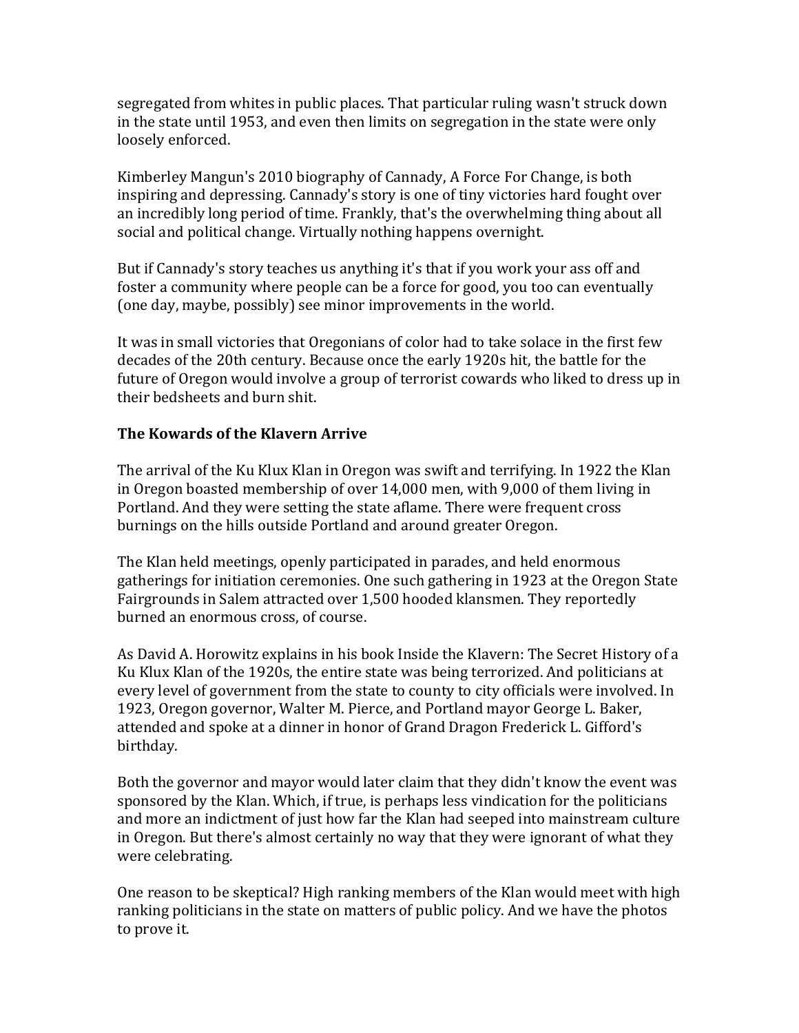segregated from whites in public places. That particular ruling wasn't struck down in the state until 1953, and even then limits on segregation in the state were only loosely enforced.

Kimberley Mangun's 2010 biography of Cannady, A Force For Change, is both inspiring and depressing. Cannady's story is one of tiny victories hard fought over an incredibly long period of time. Frankly, that's the overwhelming thing about all social and political change. Virtually nothing happens overnight.

But if Cannady's story teaches us anything it's that if you work your ass off and foster a community where people can be a force for good, you too can eventually (one day, maybe, possibly) see minor improvements in the world.

It was in small victories that Oregonians of color had to take solace in the first few decades of the 20th century. Because once the early 1920s hit, the battle for the future of Oregon would involve a group of terrorist cowards who liked to dress up in their bedsheets and burn shit.

**The Kowards of the Klavern Arrive**

The arrival of the Ku Klux Klan in Oregon was swift and terrifying. In 1922 the Klan in Oregon boasted membership of over 14,000 men, with 9,000 of them living in Portland. And they were setting the state aflame. There were frequent cross burnings on the hills outside Portland and around greater Oregon.

The Klan held meetings, openly participated in parades, and held enormous gatherings for initiation ceremonies. One such gathering in 1923 at the Oregon State Fairgrounds in Salem attracted over 1,500 hooded klansmen. They reportedly burned an enormous cross, of course.

As David A. Horowitz explains in his book Inside the Klavern: The Secret History of a Ku Klux Klan of the 1920s, the entire state was being terrorized. And politicians at every level of government from the state to county to city officials were involved. In 1923, Oregon governor, Walter M. Pierce, and Portland mayor George L. Baker, attended and spoke at a dinner in honor of Grand Dragon Frederick L. Gifford's birthday.

Both the governor and mayor would later claim that they didn't know the event was sponsored by the Klan. Which, if true, is perhaps less vindication for the politicians and more an indictment of just how far the Klan had seeped into mainstream culture in Oregon. But there's almost certainly no way that they were ignorant of what they were celebrating.

One reason to be skeptical? High ranking members of the Klan would meet with high ranking politicians in the state on matters of public policy. And we have the photos to prove it.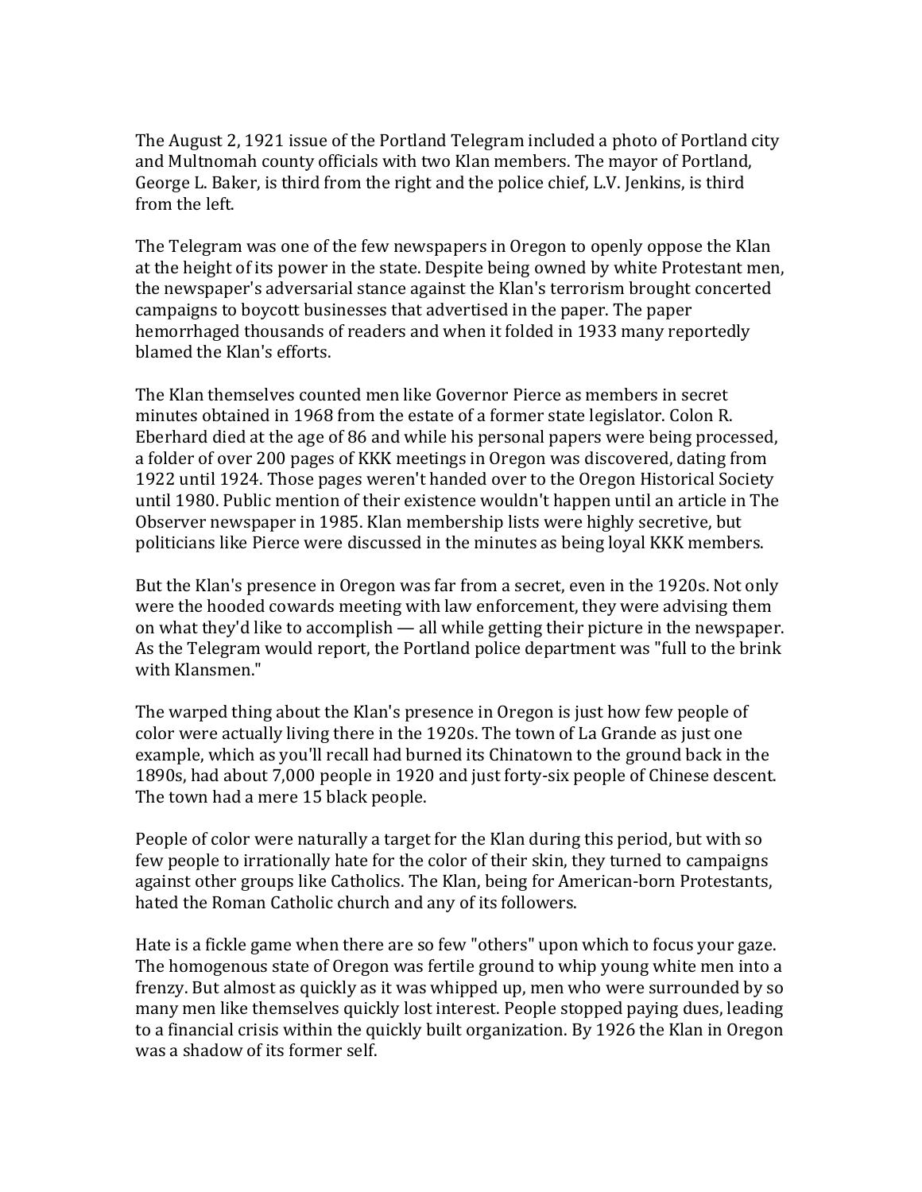The August 2, 1921 issue of the Portland Telegram included a photo of Portland city and Multnomah county officials with two Klan members. The mayor of Portland, George L. Baker, is third from the right and the police chief, L.V. Jenkins, is third from the left.

The Telegram was one of the few newspapers in Oregon to openly oppose the Klan at the height of its power in the state. Despite being owned by white Protestant men, the newspaper's adversarial stance against the Klan's terrorism brought concerted campaigns to boycott businesses that advertised in the paper. The paper hemorrhaged thousands of readers and when it folded in 1933 many reportedly blamed the Klan's efforts.

The Klan themselves counted men like Governor Pierce as members in secret minutes obtained in 1968 from the estate of a former state legislator. Colon R. Eberhard died at the age of 86 and while his personal papers were being processed, a folder of over 200 pages of KKK meetings in Oregon was discovered, dating from 1922 until 1924. Those pages weren't handed over to the Oregon Historical Society until 1980. Public mention of their existence wouldn't happen until an article in The Observer newspaper in 1985. Klan membership lists were highly secretive, but politicians like Pierce were discussed in the minutes as being loyal KKK members.

But the Klan's presence in Oregon was far from a secret, even in the 1920s. Not only were the hooded cowards meeting with law enforcement, they were advising them on what they'd like to accomplish — all while getting their picture in the newspaper. As the Telegram would report, the Portland police department was "full to the brink with Klansmen."

The warped thing about the Klan's presence in Oregon is just how few people of color were actually living there in the 1920s. The town of La Grande as just one example, which as you'll recall had burned its Chinatown to the ground back in the 1890s, had about 7,000 people in 1920 and just forty-six people of Chinese descent. The town had a mere 15 black people.

People of color were naturally a target for the Klan during this period, but with so few people to irrationally hate for the color of their skin, they turned to campaigns against other groups like Catholics. The Klan, being for American-born Protestants, hated the Roman Catholic church and any of its followers.

Hate is a fickle game when there are so few "others" upon which to focus your gaze. The homogenous state of Oregon was fertile ground to whip young white men into a frenzy. But almost as quickly as it was whipped up, men who were surrounded by so many men like themselves quickly lost interest. People stopped paying dues, leading to a financial crisis within the quickly built organization. By 1926 the Klan in Oregon was a shadow of its former self.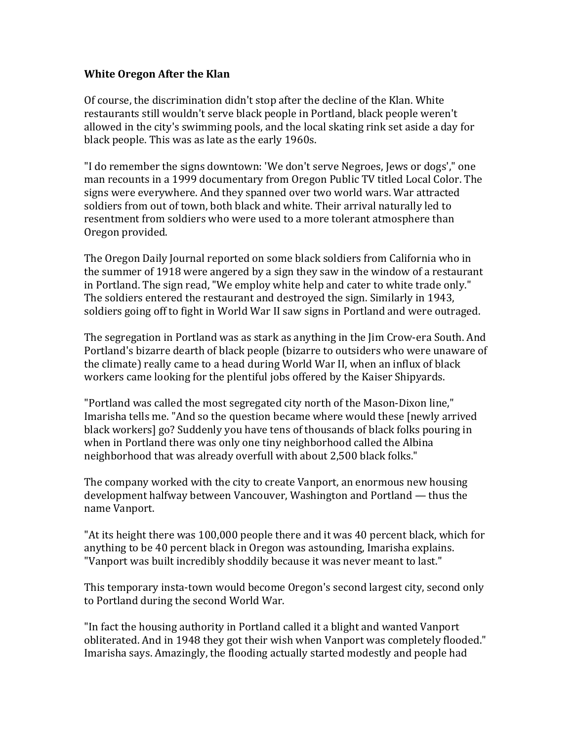**White Oregon After the Klan**

Of course, the discrimination didn't stop after the decline of the Klan. White restaurants still wouldn't serve black people in Portland, black people weren't allowed in the city's swimming pools, and the local skating rink set aside a day for black people. This was as late as the early 1960s.

"I do remember the signs downtown: 'We don't serve Negroes, Jews or dogs'," one man recounts in a 1999 documentary from Oregon Public TV titled Local Color. The signs were everywhere. And they spanned over two world wars. War attracted soldiers from out of town, both black and white. Their arrival naturally led to resentment from soldiers who were used to a more tolerant atmosphere than Oregon provided.

The Oregon Daily Journal reported on some black soldiers from California who in the summer of 1918 were angered by a sign they saw in the window of a restaurant in Portland. The sign read, "We employ white help and cater to white trade only." The soldiers entered the restaurant and destroyed the sign. Similarly in 1943, soldiers going off to fight in World War II saw signs in Portland and were outraged.

The segregation in Portland was as stark as anything in the Jim Crow-era South. And Portland's bizarre dearth of black people (bizarre to outsiders who were unaware of the climate) really came to a head during World War II, when an influx of black workers came looking for the plentiful jobs offered by the Kaiser Shipyards.

"Portland was called the most segregated city north of the Mason-Dixon line," Imarisha tells me. "And so the question became where would these [newly arrived black workers] go? Suddenly you have tens of thousands of black folks pouring in when in Portland there was only one tiny neighborhood called the Albina neighborhood that was already overfull with about 2,500 black folks."

The company worked with the city to create Vanport, an enormous new housing development halfway between Vancouver, Washington and Portland — thus the name Vanport.

"At its height there was 100,000 people there and it was 40 percent black, which for anything to be 40 percent black in Oregon was astounding, Imarisha explains. "Vanport was built incredibly shoddily because it was never meant to last."

This temporary insta-town would become Oregon's second largest city, second only to Portland during the second World War.

"In fact the housing authority in Portland called it a blight and wanted Vanport obliterated. And in 1948 they got their wish when Vanport was completely flooded." Imarisha says. Amazingly, the flooding actually started modestly and people had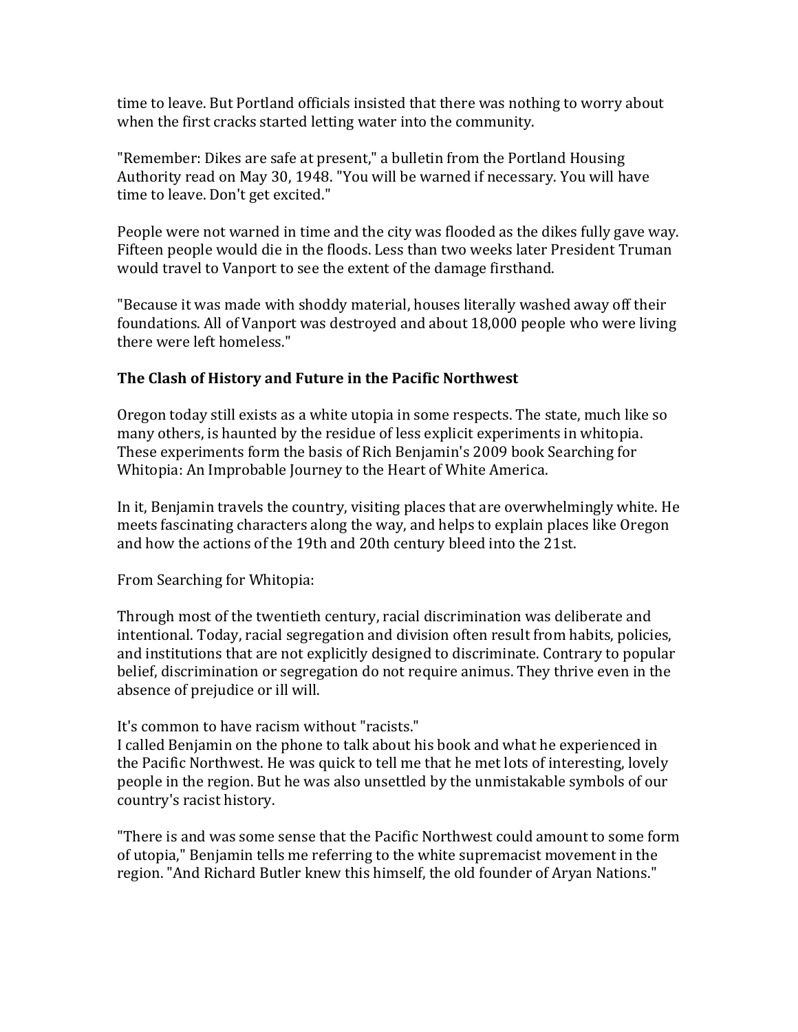time to leave. But Portland officials insisted that there was nothing to worry about when the first cracks started letting water into the community.

"Remember: Dikes are safe at present," a bulletin from the Portland Housing Authority read on May 30, 1948. "You will be warned if necessary. You will have time to leave. Don't get excited."

People were not warned in time and the city was flooded as the dikes fully gave way. Fifteen people would die in the floods. Less than two weeks later President Truman would travel to Vanport to see the extent of the damage firsthand.

"Because it was made with shoddy material, houses literally washed away off their foundations. All of Vanport was destroyed and about 18,000 people who were living there were left homeless."

**The Clash of History and Future in the Pacific Northwest**

Oregon today still exists as a white utopia in some respects. The state, much like so many others, is haunted by the residue of less explicit experiments in whitopia. These experiments form the basis of Rich Benjamin's 2009 book Searching for Whitopia: An Improbable Journey to the Heart of White America.

In it, Benjamin travels the country, visiting places that are overwhelmingly white. He meets fascinating characters along the way, and helps to explain places like Oregon and how the actions of the 19th and 20th century bleed into the 21st.

From Searching for Whitopia:

Through most of the twentieth century, racial discrimination was deliberate and intentional. Today, racial segregation and division often result from habits, policies, and institutions that are not explicitly designed to discriminate. Contrary to popular belief, discrimination or segregation do not require animus. They thrive even in the absence of prejudice or ill will.

It's common to have racism without "racists."
I called Benjamin on the phone to talk about his book and what he experienced in the Pacific Northwest. He was quick to tell me that he met lots of interesting, lovely people in the region. But he was also unsettled by the unmistakable symbols of our country's racist history.

"There is and was some sense that the Pacific Northwest could amount to some form of utopia," Benjamin tells me referring to the white supremacist movement in the region. "And Richard Butler knew this himself, the old founder of Aryan Nations."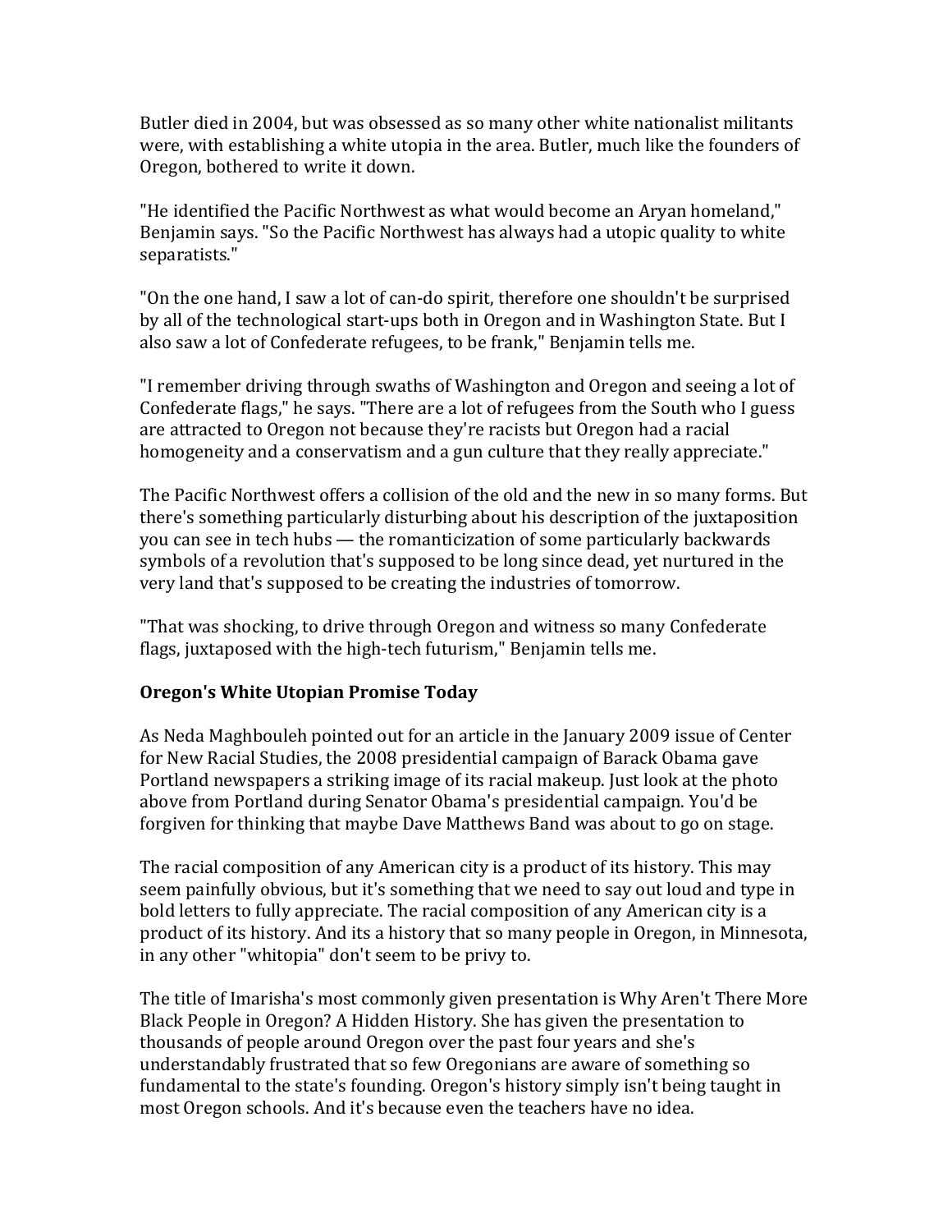Butler died in 2004, but was obsessed as so many other white nationalist militants were, with establishing a white utopia in the area. Butler, much like the founders of Oregon, bothered to write it down.

"He identified the Pacific Northwest as what would become an Aryan homeland," Benjamin says. "So the Pacific Northwest has always had a utopic quality to white separatists."

"On the one hand, I saw a lot of can-do spirit, therefore one shouldn't be surprised by all of the technological start-ups both in Oregon and in Washington State. But I also saw a lot of Confederate refugees, to be frank," Benjamin tells me.

"I remember driving through swaths of Washington and Oregon and seeing a lot of Confederate flags," he says. "There are a lot of refugees from the South who I guess are attracted to Oregon not because they're racists but Oregon had a racial homogeneity and a conservatism and a gun culture that they really appreciate."

The Pacific Northwest offers a collision of the old and the new in so many forms. But there's something particularly disturbing about his description of the juxtaposition you can see in tech hubs — the romanticization of some particularly backwards symbols of a revolution that's supposed to be long since dead, yet nurtured in the very land that's supposed to be creating the industries of tomorrow.

"That was shocking, to drive through Oregon and witness so many Confederate flags, juxtaposed with the high-tech futurism," Benjamin tells me.

**Oregon's White Utopian Promise Today**

As Neda Maghbouleh pointed out for an article in the January 2009 issue of Center for New Racial Studies, the 2008 presidential campaign of Barack Obama gave Portland newspapers a striking image of its racial makeup. Just look at the photo above from Portland during Senator Obama's presidential campaign. You'd be forgiven for thinking that maybe Dave Matthews Band was about to go on stage.

The racial composition of any American city is a product of its history. This may seem painfully obvious, but it's something that we need to say out loud and type in bold letters to fully appreciate. The racial composition of any American city is a product of its history. And its a history that so many people in Oregon, in Minnesota, in any other "whitopia" don't seem to be privy to.

The title of Imarisha's most commonly given presentation is Why Aren't There More Black People in Oregon? A Hidden History. She has given the presentation to thousands of people around Oregon over the past four years and she's understandably frustrated that so few Oregonians are aware of something so fundamental to the state's founding. Oregon's history simply isn't being taught in most Oregon schools. And it's because even the teachers have no idea.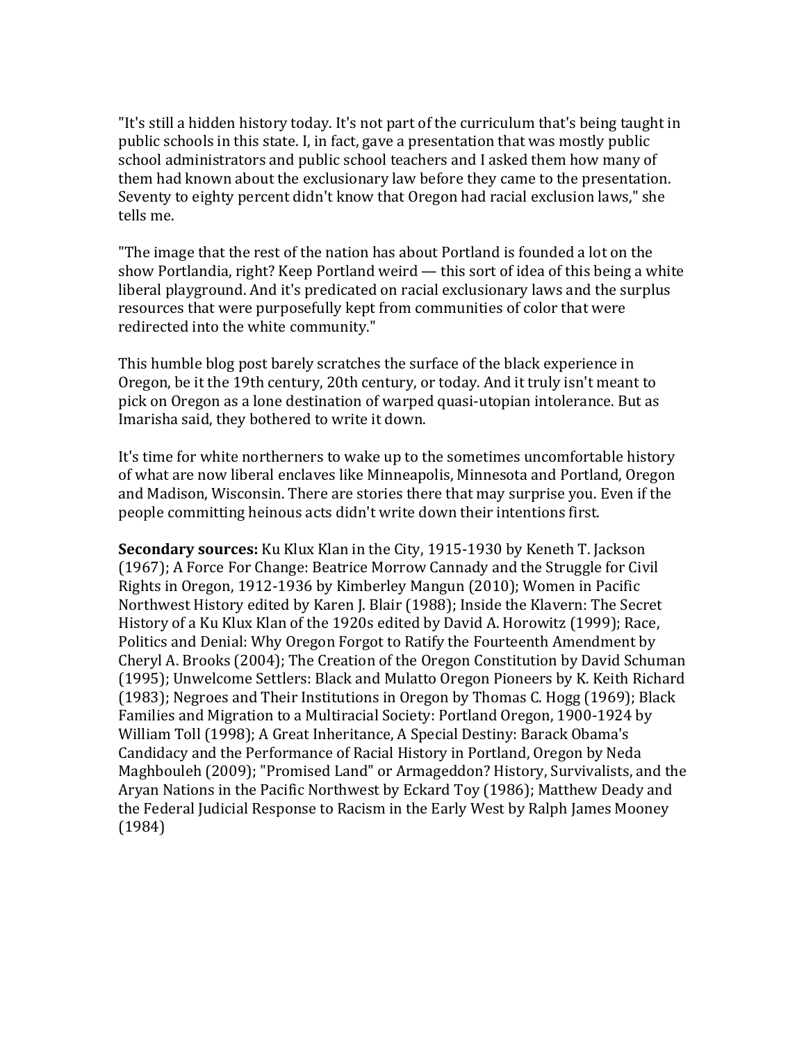"It's still a hidden history today. It's not part of the curriculum that's being taught in public schools in this state. I, in fact, gave a presentation that was mostly public school administrators and public school teachers and I asked them how many of them had known about the exclusionary law before they came to the presentation. Seventy to eighty percent didn't know that Oregon had racial exclusion laws," she tells me.

"The image that the rest of the nation has about Portland is founded a lot on the show Portlandia, right? Keep Portland weird — this sort of idea of this being a white liberal playground. And it's predicated on racial exclusionary laws and the surplus resources that were purposefully kept from communities of color that were redirected into the white community."

This humble blog post barely scratches the surface of the black experience in Oregon, be it the 19th century, 20th century, or today. And it truly isn't meant to pick on Oregon as a lone destination of warped quasi-utopian intolerance. But as Imarisha said, they bothered to write it down.

It's time for white northerners to wake up to the sometimes uncomfortable history of what are now liberal enclaves like Minneapolis, Minnesota and Portland, Oregon and Madison, Wisconsin. There are stories there that may surprise you. Even if the people committing heinous acts didn't write down their intentions first.

**Secondary sources:** Ku Klux Klan in the City, 1915-1930 by Keneth T. Jackson (1967); A Force For Change: Beatrice Morrow Cannady and the Struggle for Civil Rights in Oregon, 1912-1936 by Kimberley Mangun (2010); Women in Pacific Northwest History edited by Karen J. Blair (1988); Inside the Klavern: The Secret History of a Ku Klux Klan of the 1920s edited by David A. Horowitz (1999); Race, Politics and Denial: Why Oregon Forgot to Ratify the Fourteenth Amendment by Cheryl A. Brooks (2004); The Creation of the Oregon Constitution by David Schuman (1995); Unwelcome Settlers: Black and Mulatto Oregon Pioneers by K. Keith Richard (1983); Negroes and Their Institutions in Oregon by Thomas C. Hogg (1969); Black Families and Migration to a Multiracial Society: Portland Oregon, 1900-1924 by William Toll (1998); A Great Inheritance, A Special Destiny: Barack Obama's Candidacy and the Performance of Racial History in Portland, Oregon by Neda Maghbouleh (2009); "Promised Land" or Armageddon? History, Survivalists, and the Aryan Nations in the Pacific Northwest by Eckard Toy (1986); Matthew Deady and the Federal Judicial Response to Racism in the Early West by Ralph James Mooney (1984)